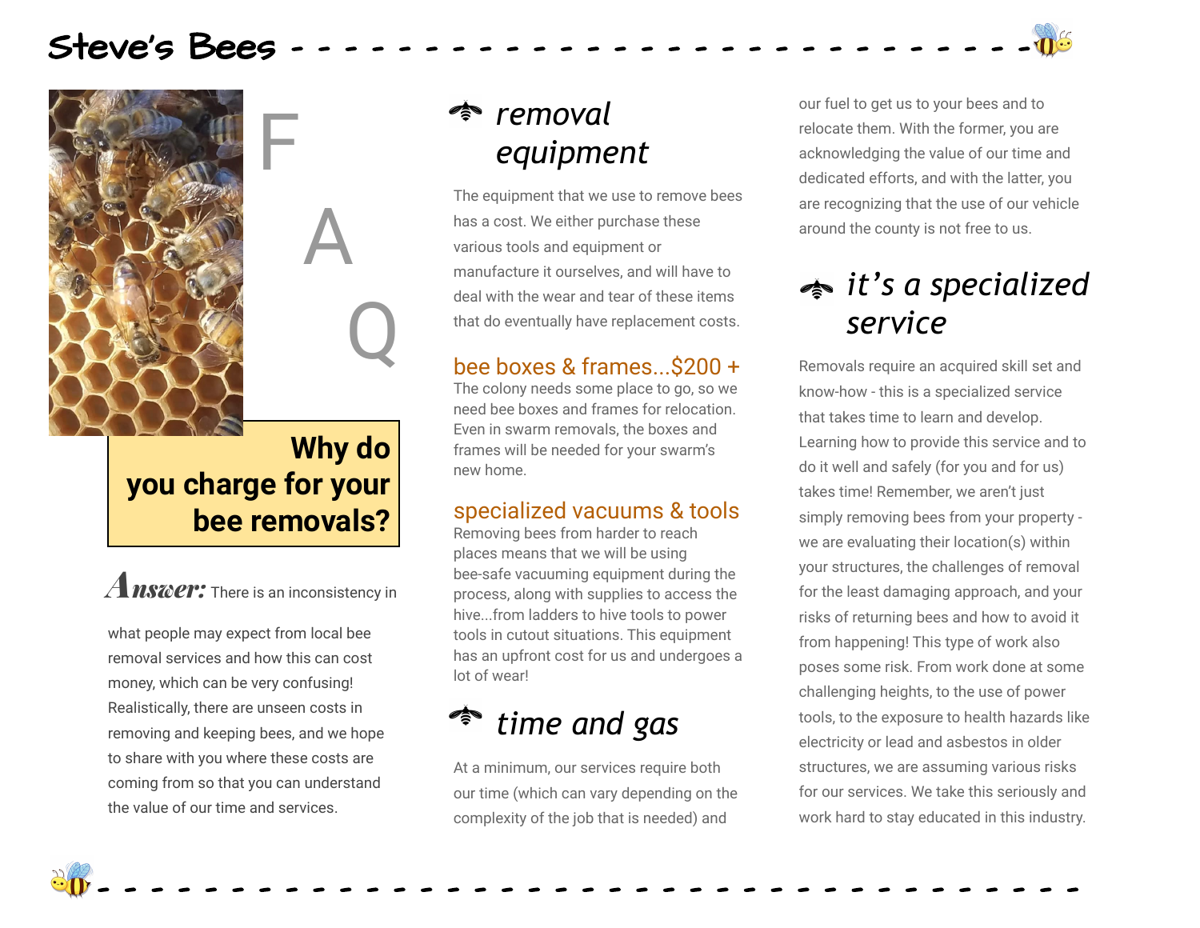# Steve's Bees

# FAQ

## Why do you charge for your bee removals?

**Answer:** There is an inconsistency in what people may expect from local bee removal services and how this can cost money, which can be very confusing! Realistically, there are unseen costs in removing and keeping bees, and we hope to share with you where these costs are coming from so that you can understand the value of our time and services.

### *removal equipment*

The equipment that we use to remove bees has a cost. We either purchase these various tools and equipment or manufacture it ourselves, and will have to deal with the wear and tear of these items that do eventually have replacement costs.

#### bee boxes & frames...$200 +

The colony needs some place to go, so we need bee boxes and frames for relocation. Even in swarm removals, the boxes and frames will be needed for your swarm's new home.

#### specialized vacuums & tools

Removing bees from harder to reach places means that we will be using bee-safe vacuuming equipment during the process, along with supplies to access the hive...from ladders to hive tools to power tools in cutout situations. This equipment has an upfront cost for us and undergoes a lot of wear!

### *time and gas*

At a minimum, our services require both our time (which can vary depending on the complexity of the job that is needed) and our fuel to get us to your bees and to relocate them. With the former, you are acknowledging the value of our time and dedicated efforts, and with the latter, you are recognizing that the use of our vehicle around the county is not free to us.

### *it's a specialized service*

Removals require an acquired skill set and know-how - this is a specialized service that takes time to learn and develop. Learning how to provide this service and to do it well and safely (for you and for us) takes time! Remember, we aren't just simply removing bees from your property - we are evaluating their location(s) within your structures, the challenges of removal for the least damaging approach, and your risks of returning bees and how to avoid it from happening! This type of work also poses some risk. From work done at some challenging heights, to the use of power tools, to the exposure to health hazards like electricity or lead and asbestos in older structures, we are assuming various risks for our services. We take this seriously and work hard to stay educated in this industry.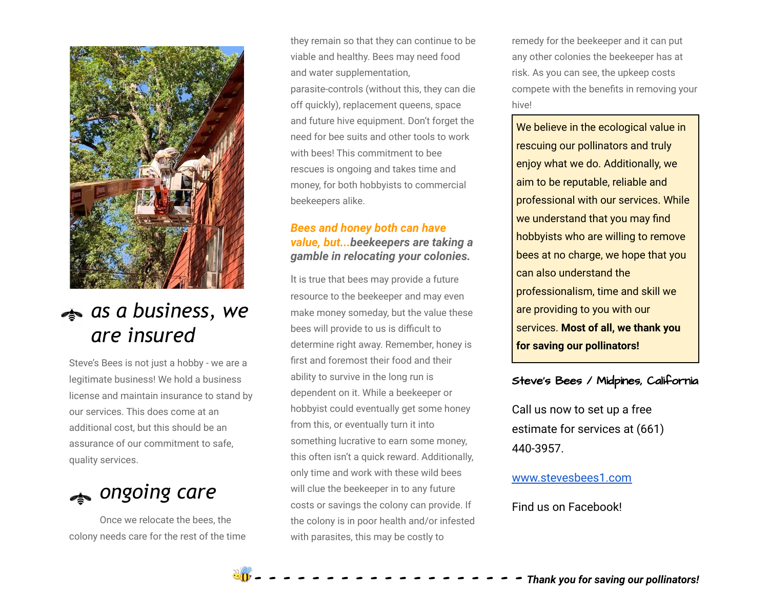## as a business, we are insured

Steve's Bees is not just a hobby - we are a legitimate business! We hold a business license and maintain insurance to stand by our services. This does come at an additional cost, but this should be an assurance of our commitment to safe, quality services.

## ongoing care

Once we relocate the bees, the colony needs care for the rest of the time they remain so that they can continue to be viable and healthy. Bees may need food and water supplementation, parasite-controls (without this, they can die off quickly), replacement queens, space and future hive equipment. Don't forget the need for bee suits and other tools to work with bees! This commitment to bee rescues is ongoing and takes time and money, for both hobbyists to commercial beekeepers alike.

### *Bees and honey both can have value, but...beekeepers are taking a gamble in relocating your colonies.*

It is true that bees may provide a future resource to the beekeeper and may even make money someday, but the value these bees will provide to us is difficult to determine right away. Remember, honey is first and foremost their food and their ability to survive in the long run is dependent on it. While a beekeeper or hobbyist could eventually get some honey from this, or eventually turn it into something lucrative to earn some money, this often isn't a quick reward. Additionally, only time and work with these wild bees will clue the beekeeper in to any future costs or savings the colony can provide. If the colony is in poor health and/or infested with parasites, this may be costly to remedy for the beekeeper and it can put any other colonies the beekeeper has at risk. As you can see, the upkeep costs compete with the benefits in removing your hive!

We believe in the ecological value in rescuing our pollinators and truly enjoy what we do. Additionally, we aim to be reputable, reliable and professional with our services. While we understand that you may find hobbyists who are willing to remove bees at no charge, we hope that you can also understand the professionalism, time and skill we are providing to you with our services. **Most of all, we thank you for saving our pollinators!**

**Steve's Bees / Midpines, California**

Call us now to set up a free estimate for services at (661) 440-3957.

[www.stevesbees1.com](http://www.stevesbees1.com)

Find us on Facebook!

***Thank you for saving our pollinators!***